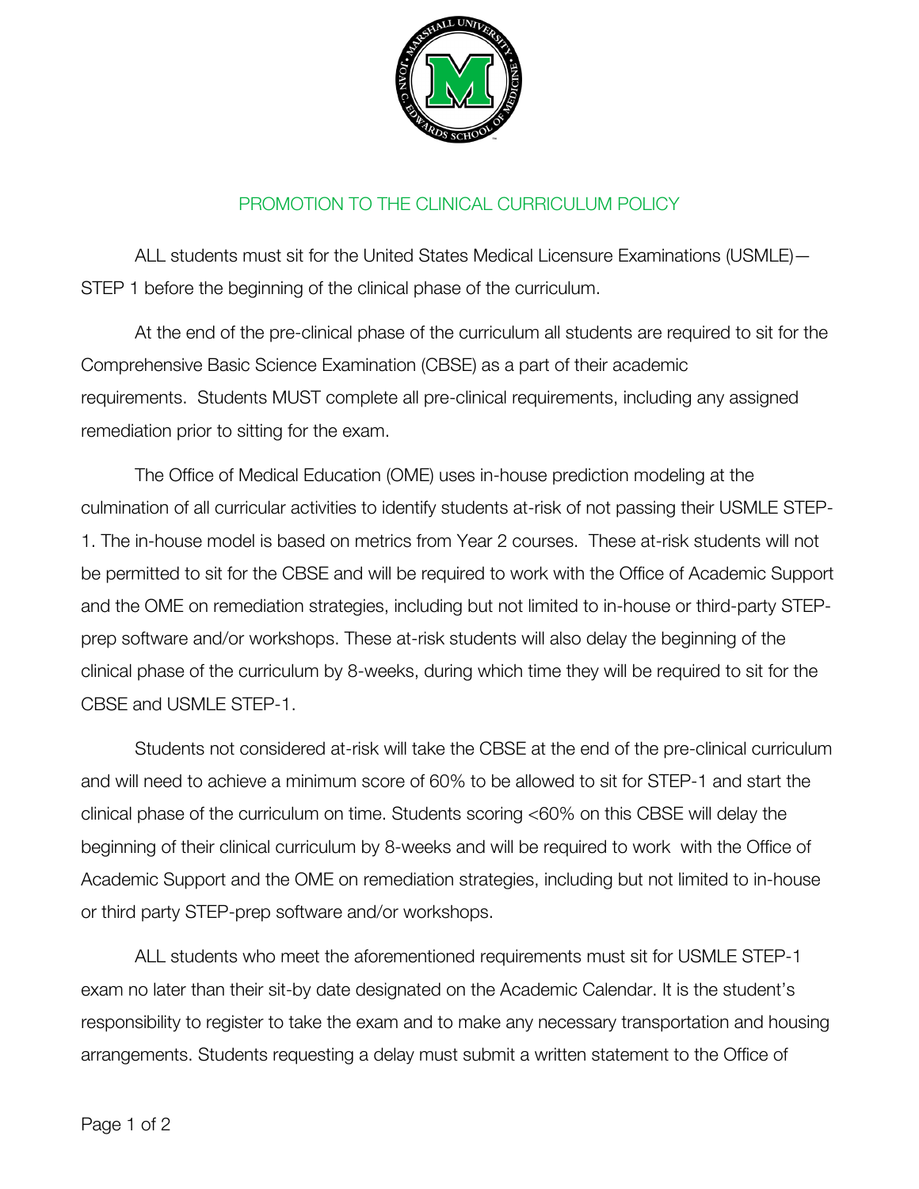## PROMOTION TO THE CLINICAL CURRICULUM POLICY

ALL students must sit for the United States Medical Licensure Examinations (USMLE)—STEP 1 before the beginning of the clinical phase of the curriculum.

At the end of the pre-clinical phase of the curriculum all students are required to sit for the Comprehensive Basic Science Examination (CBSE) as a part of their academic requirements. Students MUST complete all pre-clinical requirements, including any assigned remediation prior to sitting for the exam.

The Office of Medical Education (OME) uses in-house prediction modeling at the culmination of all curricular activities to identify students at-risk of not passing their USMLE STEP-1. The in-house model is based on metrics from Year 2 courses. These at-risk students will not be permitted to sit for the CBSE and will be required to work with the Office of Academic Support and the OME on remediation strategies, including but not limited to in-house or third-party STEP-prep software and/or workshops. These at-risk students will also delay the beginning of the clinical phase of the curriculum by 8-weeks, during which time they will be required to sit for the CBSE and USMLE STEP-1.

Students not considered at-risk will take the CBSE at the end of the pre-clinical curriculum and will need to achieve a minimum score of 60% to be allowed to sit for STEP-1 and start the clinical phase of the curriculum on time. Students scoring <60% on this CBSE will delay the beginning of their clinical curriculum by 8-weeks and will be required to work with the Office of Academic Support and the OME on remediation strategies, including but not limited to in-house or third party STEP-prep software and/or workshops.

ALL students who meet the aforementioned requirements must sit for USMLE STEP-1 exam no later than their sit-by date designated on the Academic Calendar. It is the student's responsibility to register to take the exam and to make any necessary transportation and housing arrangements. Students requesting a delay must submit a written statement to the Office of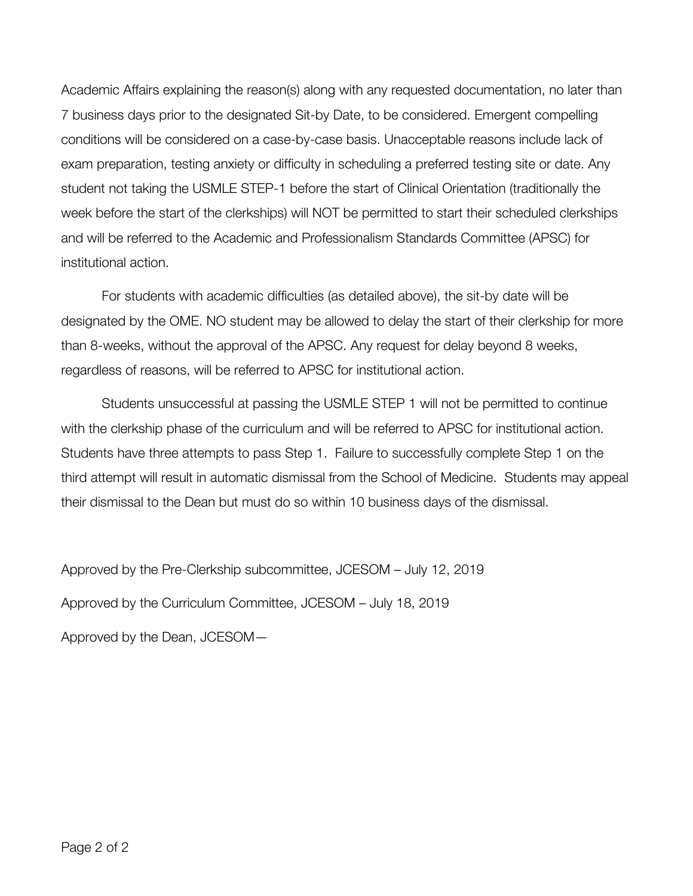Academic Affairs explaining the reason(s) along with any requested documentation, no later than 7 business days prior to the designated Sit-by Date, to be considered. Emergent compelling conditions will be considered on a case-by-case basis. Unacceptable reasons include lack of exam preparation, testing anxiety or difficulty in scheduling a preferred testing site or date. Any student not taking the USMLE STEP-1 before the start of Clinical Orientation (traditionally the week before the start of the clerkships) will NOT be permitted to start their scheduled clerkships and will be referred to the Academic and Professionalism Standards Committee (APSC) for institutional action.

For students with academic difficulties (as detailed above), the sit-by date will be designated by the OME. NO student may be allowed to delay the start of their clerkship for more than 8-weeks, without the approval of the APSC. Any request for delay beyond 8 weeks, regardless of reasons, will be referred to APSC for institutional action.

Students unsuccessful at passing the USMLE STEP 1 will not be permitted to continue with the clerkship phase of the curriculum and will be referred to APSC for institutional action. Students have three attempts to pass Step 1. Failure to successfully complete Step 1 on the third attempt will result in automatic dismissal from the School of Medicine. Students may appeal their dismissal to the Dean but must do so within 10 business days of the dismissal.

Approved by the Pre-Clerkship subcommittee, JCESOM – July 12, 2019

Approved by the Curriculum Committee, JCESOM – July 18, 2019

Approved by the Dean, JCESOM—